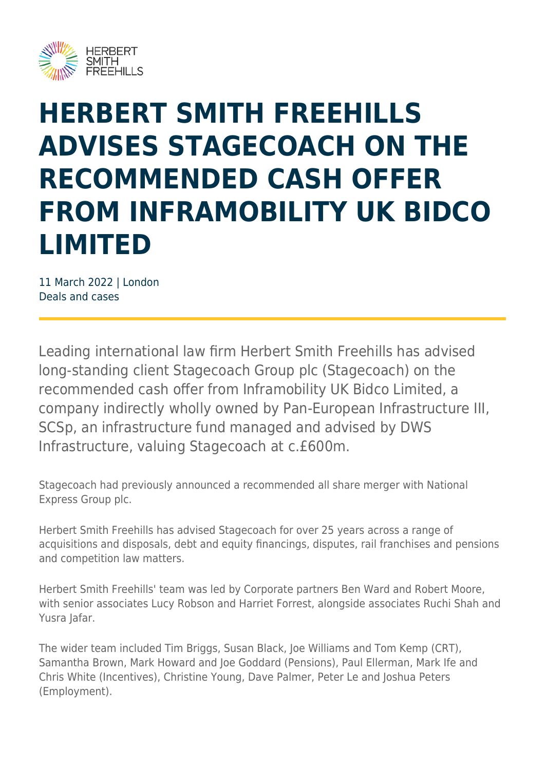# HERBERT SMITH FREEHILLS ADVISES STAGECOACH ON THE RECOMMENDED CASH OFFER FROM INFRAMOBILITY UK BIDCO LIMITED

11 March 2022 | London
Deals and cases

Leading international law firm Herbert Smith Freehills has advised long-standing client Stagecoach Group plc (Stagecoach) on the recommended cash offer from Inframobility UK Bidco Limited, a company indirectly wholly owned by Pan-European Infrastructure III, SCSp, an infrastructure fund managed and advised by DWS Infrastructure, valuing Stagecoach at c.£600m.

Stagecoach had previously announced a recommended all share merger with National Express Group plc.

Herbert Smith Freehills has advised Stagecoach for over 25 years across a range of acquisitions and disposals, debt and equity financings, disputes, rail franchises and pensions and competition law matters.

Herbert Smith Freehills' team was led by Corporate partners Ben Ward and Robert Moore, with senior associates Lucy Robson and Harriet Forrest, alongside associates Ruchi Shah and Yusra Jafar.

The wider team included Tim Briggs, Susan Black, Joe Williams and Tom Kemp (CRT), Samantha Brown, Mark Howard and Joe Goddard (Pensions), Paul Ellerman, Mark Ife and Chris White (Incentives), Christine Young, Dave Palmer, Peter Le and Joshua Peters (Employment).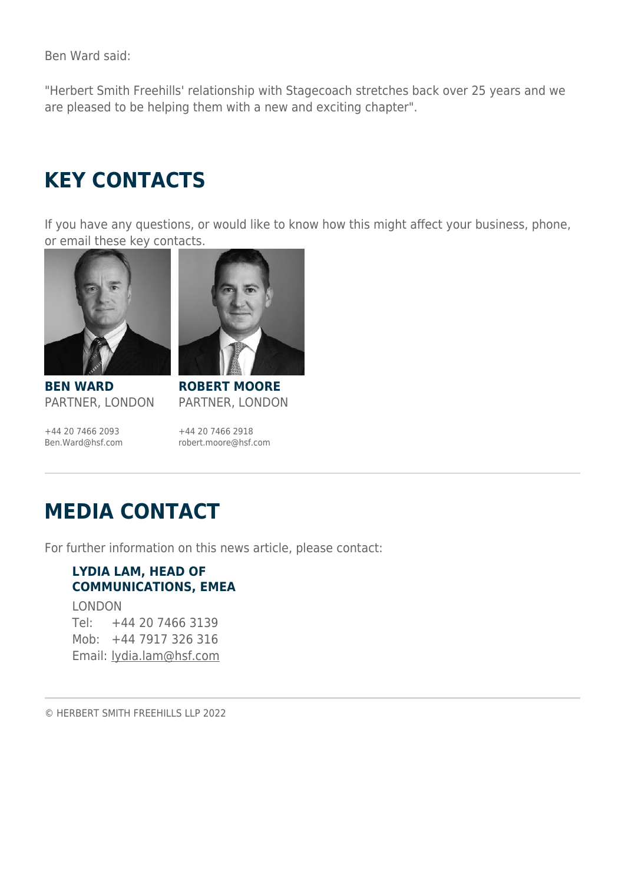Ben Ward said:

"Herbert Smith Freehills' relationship with Stagecoach stretches back over 25 years and we are pleased to be helping them with a new and exciting chapter".

## KEY CONTACTS

If you have any questions, or would like to know how this might affect your business, phone, or email these key contacts.

**BEN WARD**
PARTNER, LONDON

+44 20 7466 2093
Ben.Ward@hsf.com

**ROBERT MOORE**
PARTNER, LONDON

+44 20 7466 2918
robert.moore@hsf.com

## MEDIA CONTACT

For further information on this news article, please contact:

**LYDIA LAM, HEAD OF COMMUNICATIONS, EMEA**

LONDON
Tel: +44 20 7466 3139
Mob: +44 7917 326 316
Email: lydia.lam@hsf.com

© HERBERT SMITH FREEHILLS LLP 2022